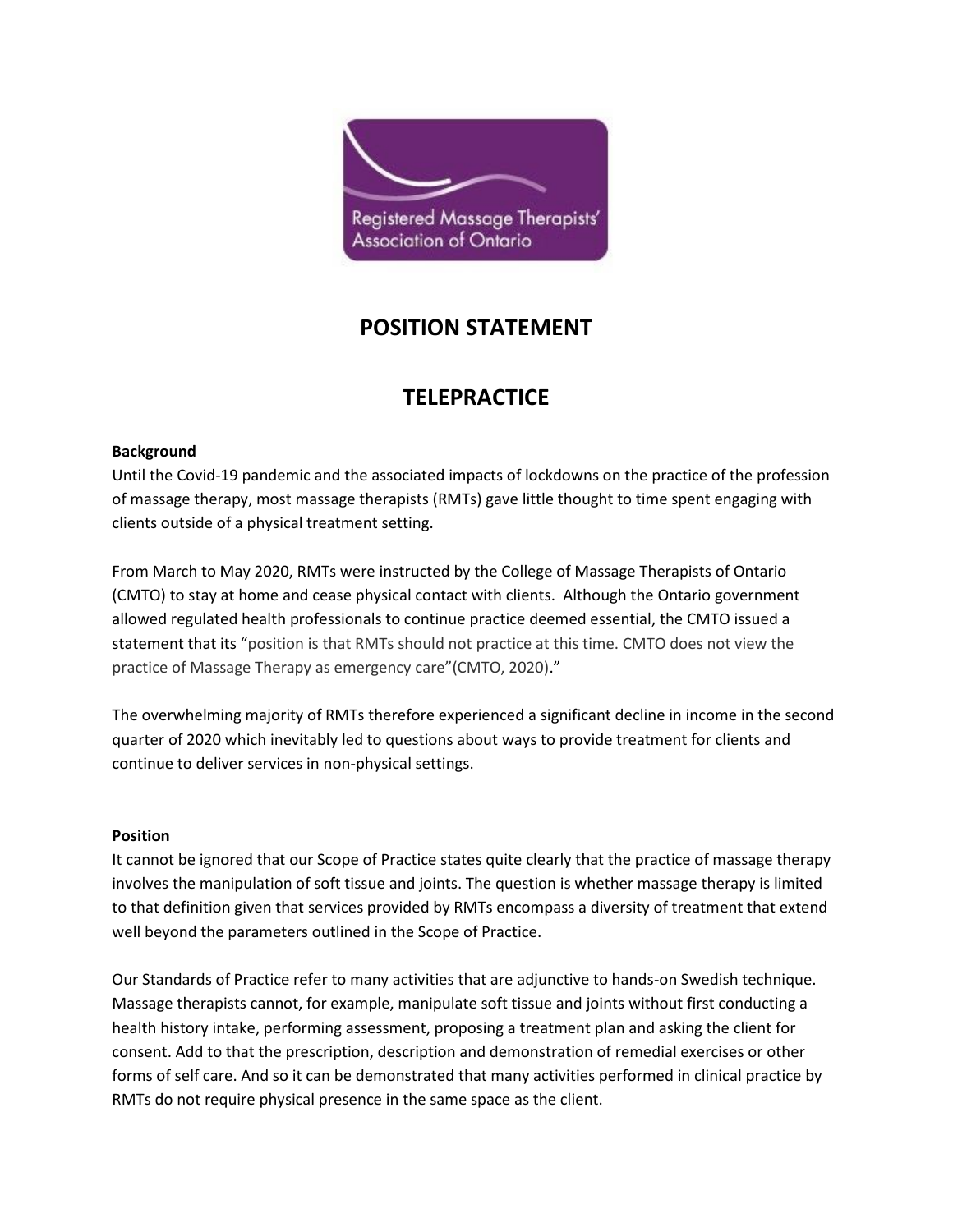Registered Massage Therapists' Association of Ontario

# POSITION STATEMENT

# TELEPRACTICE

**Background**

Until the Covid-19 pandemic and the associated impacts of lockdowns on the practice of the profession of massage therapy, most massage therapists (RMTs) gave little thought to time spent engaging with clients outside of a physical treatment setting.

From March to May 2020, RMTs were instructed by the College of Massage Therapists of Ontario (CMTO) to stay at home and cease physical contact with clients. Although the Ontario government allowed regulated health professionals to continue practice deemed essential, the CMTO issued a statement that its "position is that RMTs should not practice at this time. CMTO does not view the practice of Massage Therapy as emergency care"(CMTO, 2020)."

The overwhelming majority of RMTs therefore experienced a significant decline in income in the second quarter of 2020 which inevitably led to questions about ways to provide treatment for clients and continue to deliver services in non-physical settings.

**Position**

It cannot be ignored that our Scope of Practice states quite clearly that the practice of massage therapy involves the manipulation of soft tissue and joints. The question is whether massage therapy is limited to that definition given that services provided by RMTs encompass a diversity of treatment that extend well beyond the parameters outlined in the Scope of Practice.

Our Standards of Practice refer to many activities that are adjunctive to hands-on Swedish technique. Massage therapists cannot, for example, manipulate soft tissue and joints without first conducting a health history intake, performing assessment, proposing a treatment plan and asking the client for consent. Add to that the prescription, description and demonstration of remedial exercises or other forms of self care. And so it can be demonstrated that many activities performed in clinical practice by RMTs do not require physical presence in the same space as the client.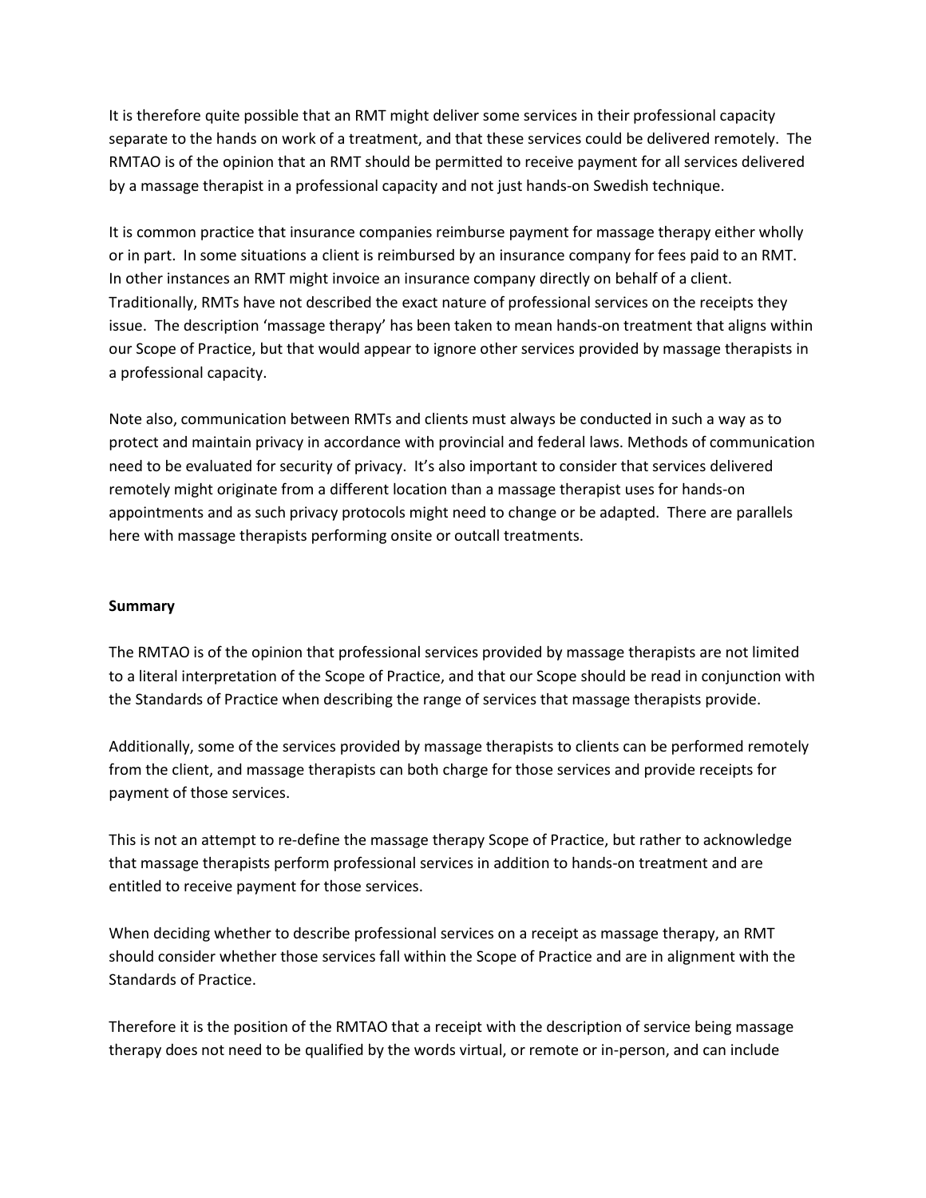It is therefore quite possible that an RMT might deliver some services in their professional capacity separate to the hands on work of a treatment, and that these services could be delivered remotely. The RMTAO is of the opinion that an RMT should be permitted to receive payment for all services delivered by a massage therapist in a professional capacity and not just hands-on Swedish technique.

It is common practice that insurance companies reimburse payment for massage therapy either wholly or in part. In some situations a client is reimbursed by an insurance company for fees paid to an RMT. In other instances an RMT might invoice an insurance company directly on behalf of a client. Traditionally, RMTs have not described the exact nature of professional services on the receipts they issue. The description 'massage therapy' has been taken to mean hands-on treatment that aligns within our Scope of Practice, but that would appear to ignore other services provided by massage therapists in a professional capacity.

Note also, communication between RMTs and clients must always be conducted in such a way as to protect and maintain privacy in accordance with provincial and federal laws. Methods of communication need to be evaluated for security of privacy. It's also important to consider that services delivered remotely might originate from a different location than a massage therapist uses for hands-on appointments and as such privacy protocols might need to change or be adapted. There are parallels here with massage therapists performing onsite or outcall treatments.

**Summary**

The RMTAO is of the opinion that professional services provided by massage therapists are not limited to a literal interpretation of the Scope of Practice, and that our Scope should be read in conjunction with the Standards of Practice when describing the range of services that massage therapists provide.

Additionally, some of the services provided by massage therapists to clients can be performed remotely from the client, and massage therapists can both charge for those services and provide receipts for payment of those services.

This is not an attempt to re-define the massage therapy Scope of Practice, but rather to acknowledge that massage therapists perform professional services in addition to hands-on treatment and are entitled to receive payment for those services.

When deciding whether to describe professional services on a receipt as massage therapy, an RMT should consider whether those services fall within the Scope of Practice and are in alignment with the Standards of Practice.

Therefore it is the position of the RMTAO that a receipt with the description of service being massage therapy does not need to be qualified by the words virtual, or remote or in-person, and can include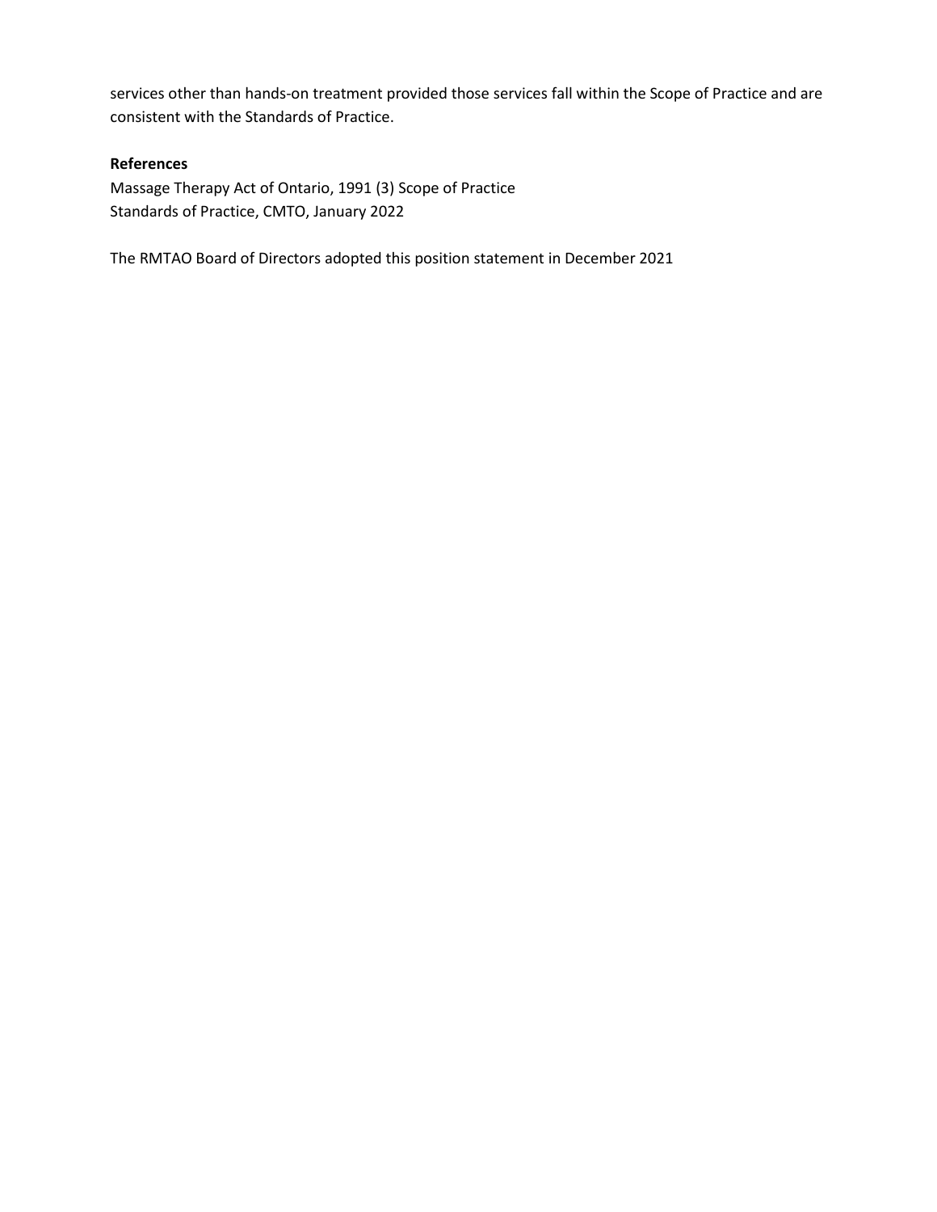services other than hands-on treatment provided those services fall within the Scope of Practice and are consistent with the Standards of Practice.

**References**

Massage Therapy Act of Ontario, 1991 (3) Scope of Practice
Standards of Practice, CMTO, January 2022

The RMTAO Board of Directors adopted this position statement in December 2021